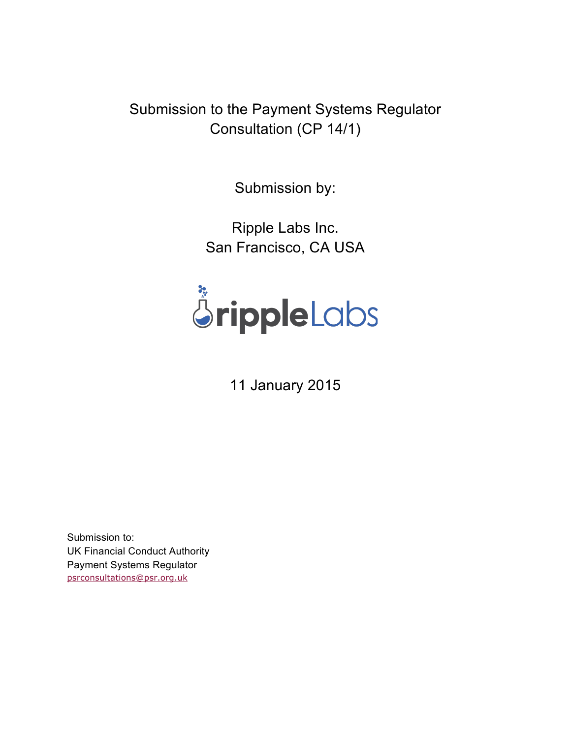# Submission to the Payment Systems Regulator Consultation (CP 14/1)

Submission by:

Ripple Labs Inc.
San Francisco, CA USA

rippleLabs

11 January 2015

Submission to:
UK Financial Conduct Authority
Payment Systems Regulator
psrconsultations@psr.org.uk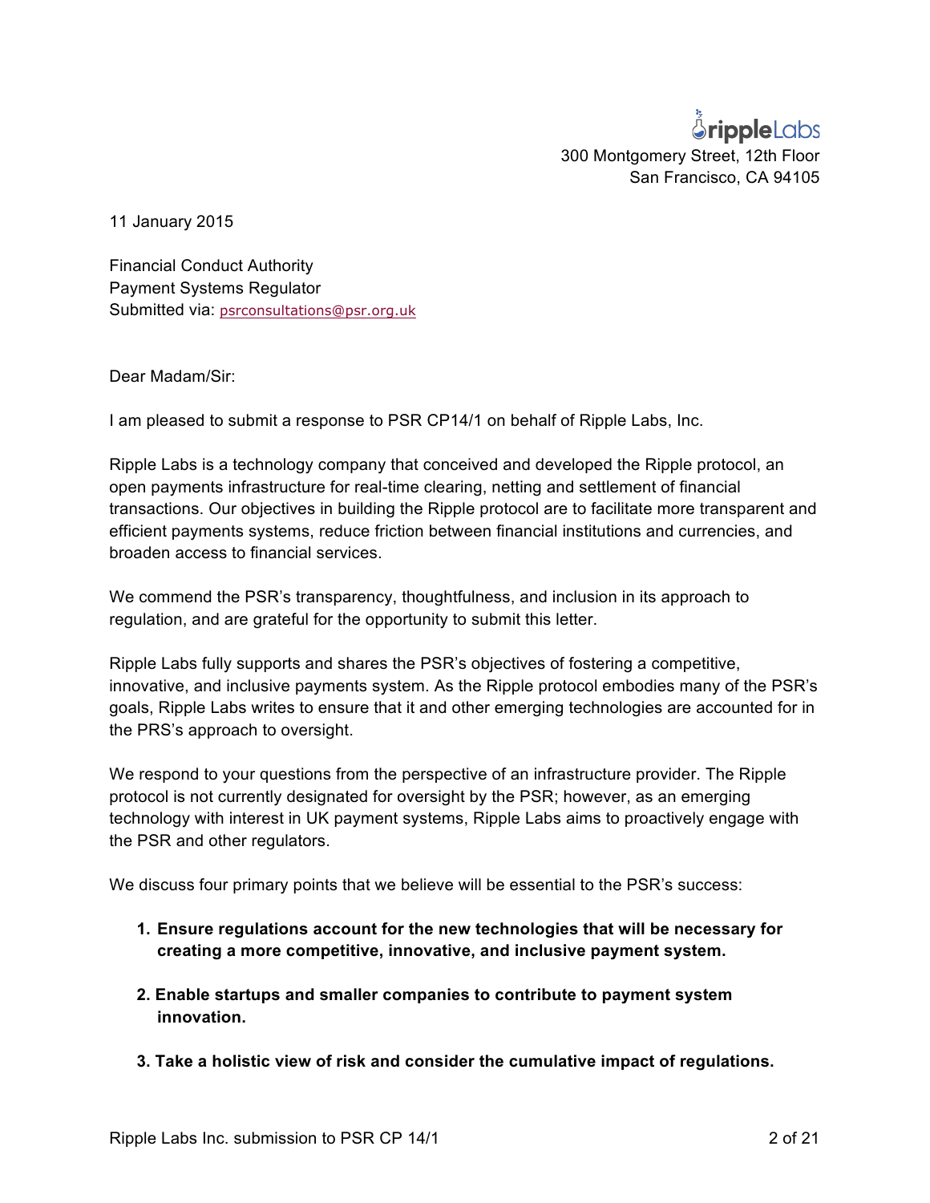rippleLabs
300 Montgomery Street, 12th Floor
San Francisco, CA 94105

11 January 2015

Financial Conduct Authority
Payment Systems Regulator
Submitted via: psrconsultations@psr.org.uk

Dear Madam/Sir:

I am pleased to submit a response to PSR CP14/1 on behalf of Ripple Labs, Inc.

Ripple Labs is a technology company that conceived and developed the Ripple protocol, an open payments infrastructure for real-time clearing, netting and settlement of financial transactions. Our objectives in building the Ripple protocol are to facilitate more transparent and efficient payments systems, reduce friction between financial institutions and currencies, and broaden access to financial services.

We commend the PSR's transparency, thoughtfulness, and inclusion in its approach to regulation, and are grateful for the opportunity to submit this letter.

Ripple Labs fully supports and shares the PSR's objectives of fostering a competitive, innovative, and inclusive payments system. As the Ripple protocol embodies many of the PSR's goals, Ripple Labs writes to ensure that it and other emerging technologies are accounted for in the PRS's approach to oversight.

We respond to your questions from the perspective of an infrastructure provider. The Ripple protocol is not currently designated for oversight by the PSR; however, as an emerging technology with interest in UK payment systems, Ripple Labs aims to proactively engage with the PSR and other regulators.

We discuss four primary points that we believe will be essential to the PSR's success:

1. **Ensure regulations account for the new technologies that will be necessary for creating a more competitive, innovative, and inclusive payment system.**

2. **Enable startups and smaller companies to contribute to payment system innovation.**

3. **Take a holistic view of risk and consider the cumulative impact of regulations.**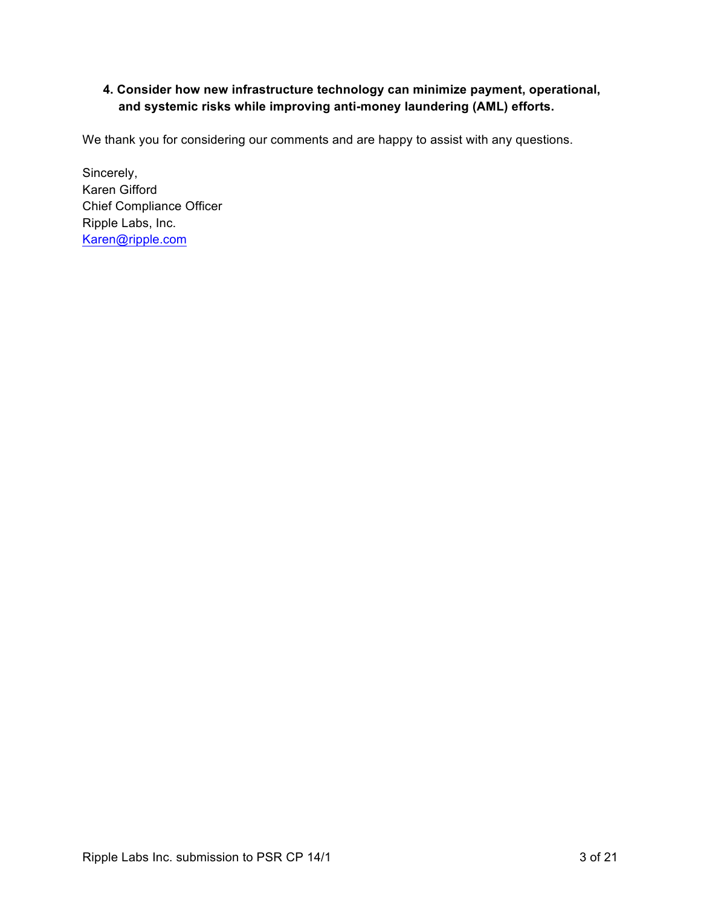4. **Consider how new infrastructure technology can minimize payment, operational, and systemic risks while improving anti-money laundering (AML) efforts.**

We thank you for considering our comments and are happy to assist with any questions.

Sincerely,
Karen Gifford
Chief Compliance Officer
Ripple Labs, Inc.
Karen@ripple.com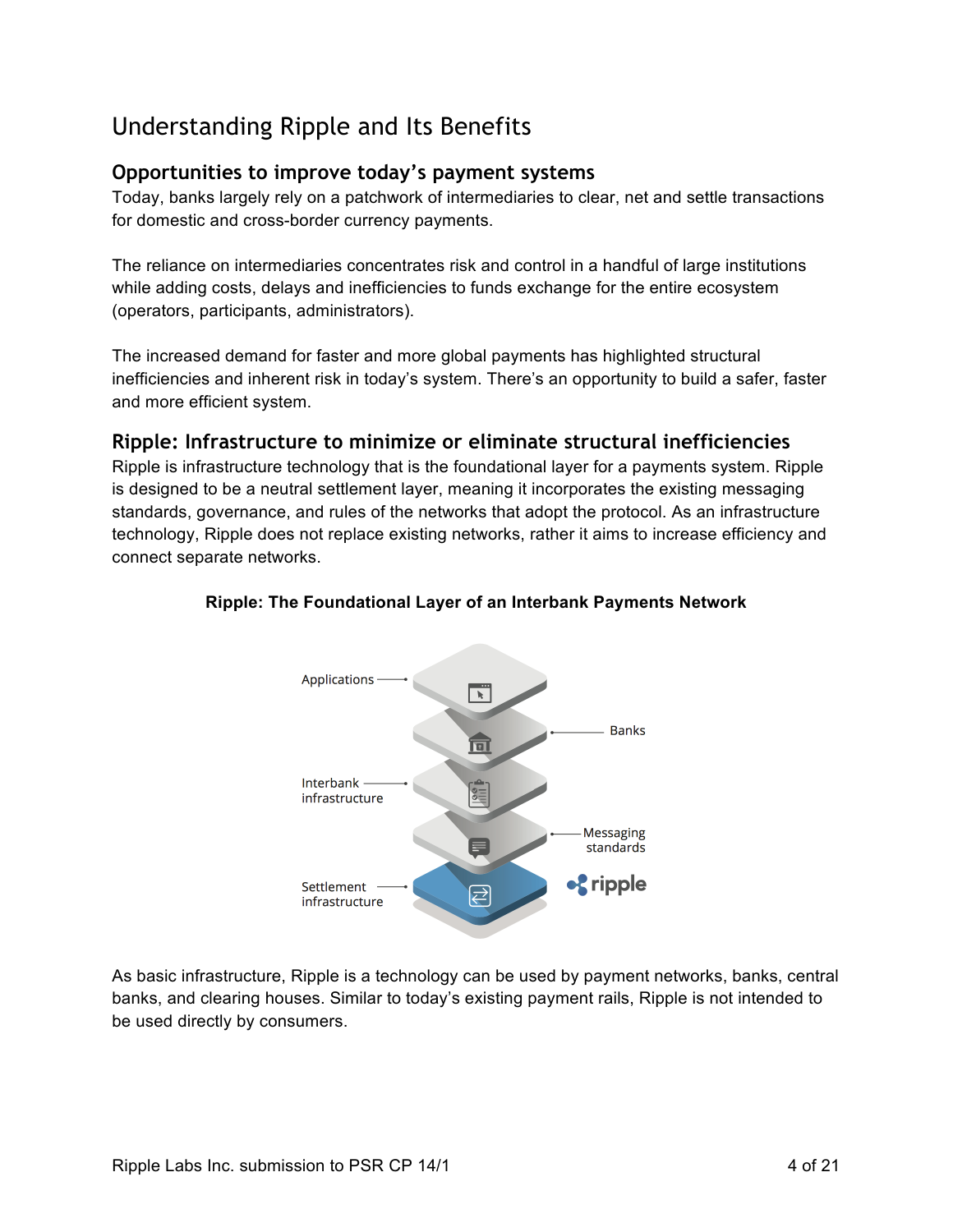# Understanding Ripple and Its Benefits

## Opportunities to improve today's payment systems

Today, banks largely rely on a patchwork of intermediaries to clear, net and settle transactions for domestic and cross-border currency payments.

The reliance on intermediaries concentrates risk and control in a handful of large institutions while adding costs, delays and inefficiencies to funds exchange for the entire ecosystem (operators, participants, administrators).

The increased demand for faster and more global payments has highlighted structural inefficiencies and inherent risk in today's system. There's an opportunity to build a safer, faster and more efficient system.

## Ripple: Infrastructure to minimize or eliminate structural inefficiencies

Ripple is infrastructure technology that is the foundational layer for a payments system. Ripple is designed to be a neutral settlement layer, meaning it incorporates the existing messaging standards, governance, and rules of the networks that adopt the protocol. As an infrastructure technology, Ripple does not replace existing networks, rather it aims to increase efficiency and connect separate networks.

**Ripple: The Foundational Layer of an Interbank Payments Network**

As basic infrastructure, Ripple is a technology can be used by payment networks, banks, central banks, and clearing houses. Similar to today's existing payment rails, Ripple is not intended to be used directly by consumers.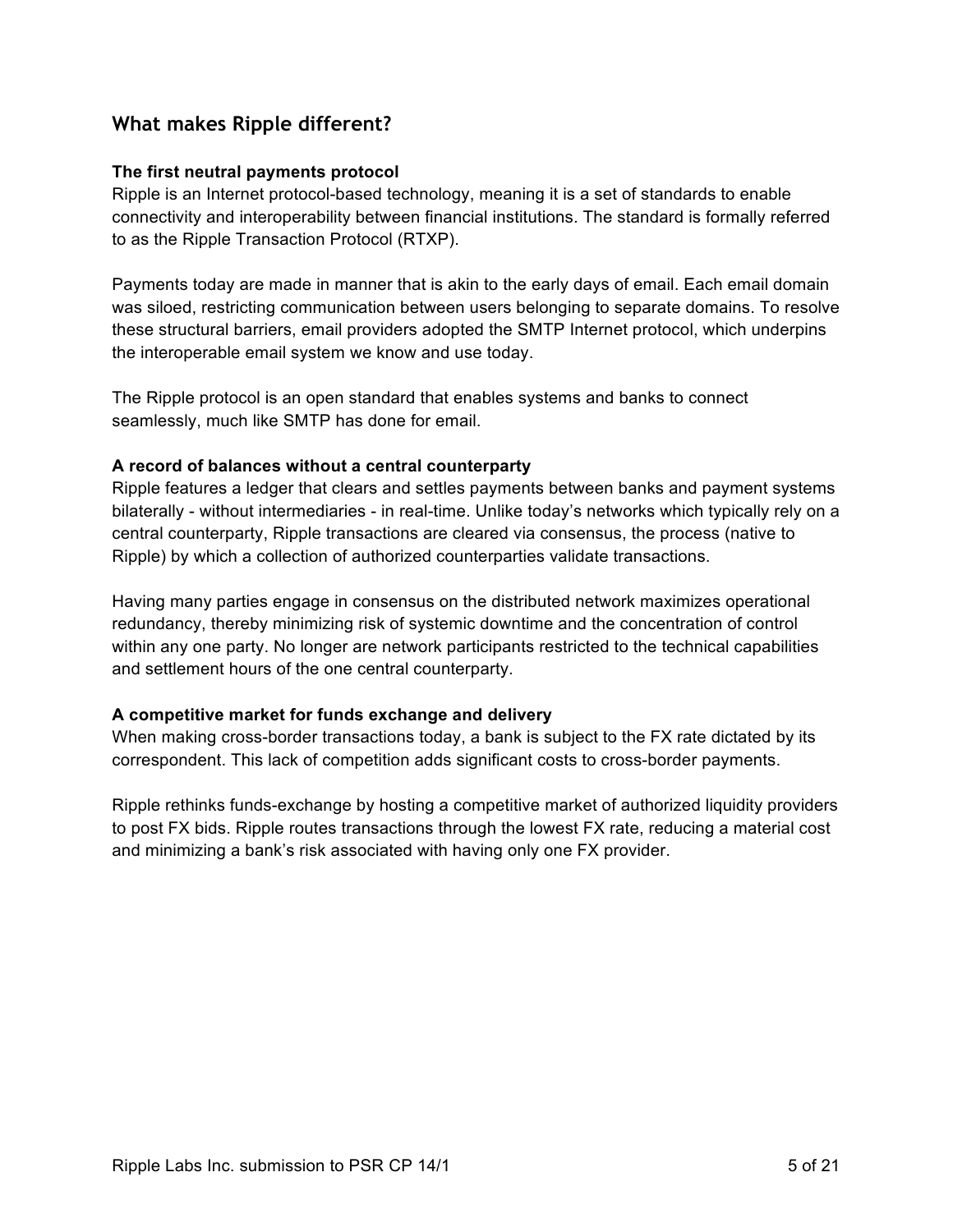## What makes Ripple different?

**The first neutral payments protocol**

Ripple is an Internet protocol-based technology, meaning it is a set of standards to enable connectivity and interoperability between financial institutions. The standard is formally referred to as the Ripple Transaction Protocol (RTXP).

Payments today are made in manner that is akin to the early days of email. Each email domain was siloed, restricting communication between users belonging to separate domains. To resolve these structural barriers, email providers adopted the SMTP Internet protocol, which underpins the interoperable email system we know and use today.

The Ripple protocol is an open standard that enables systems and banks to connect seamlessly, much like SMTP has done for email.

**A record of balances without a central counterparty**

Ripple features a ledger that clears and settles payments between banks and payment systems bilaterally - without intermediaries - in real-time. Unlike today's networks which typically rely on a central counterparty, Ripple transactions are cleared via consensus, the process (native to Ripple) by which a collection of authorized counterparties validate transactions.

Having many parties engage in consensus on the distributed network maximizes operational redundancy, thereby minimizing risk of systemic downtime and the concentration of control within any one party. No longer are network participants restricted to the technical capabilities and settlement hours of the one central counterparty.

**A competitive market for funds exchange and delivery**

When making cross-border transactions today, a bank is subject to the FX rate dictated by its correspondent. This lack of competition adds significant costs to cross-border payments.

Ripple rethinks funds-exchange by hosting a competitive market of authorized liquidity providers to post FX bids. Ripple routes transactions through the lowest FX rate, reducing a material cost and minimizing a bank's risk associated with having only one FX provider.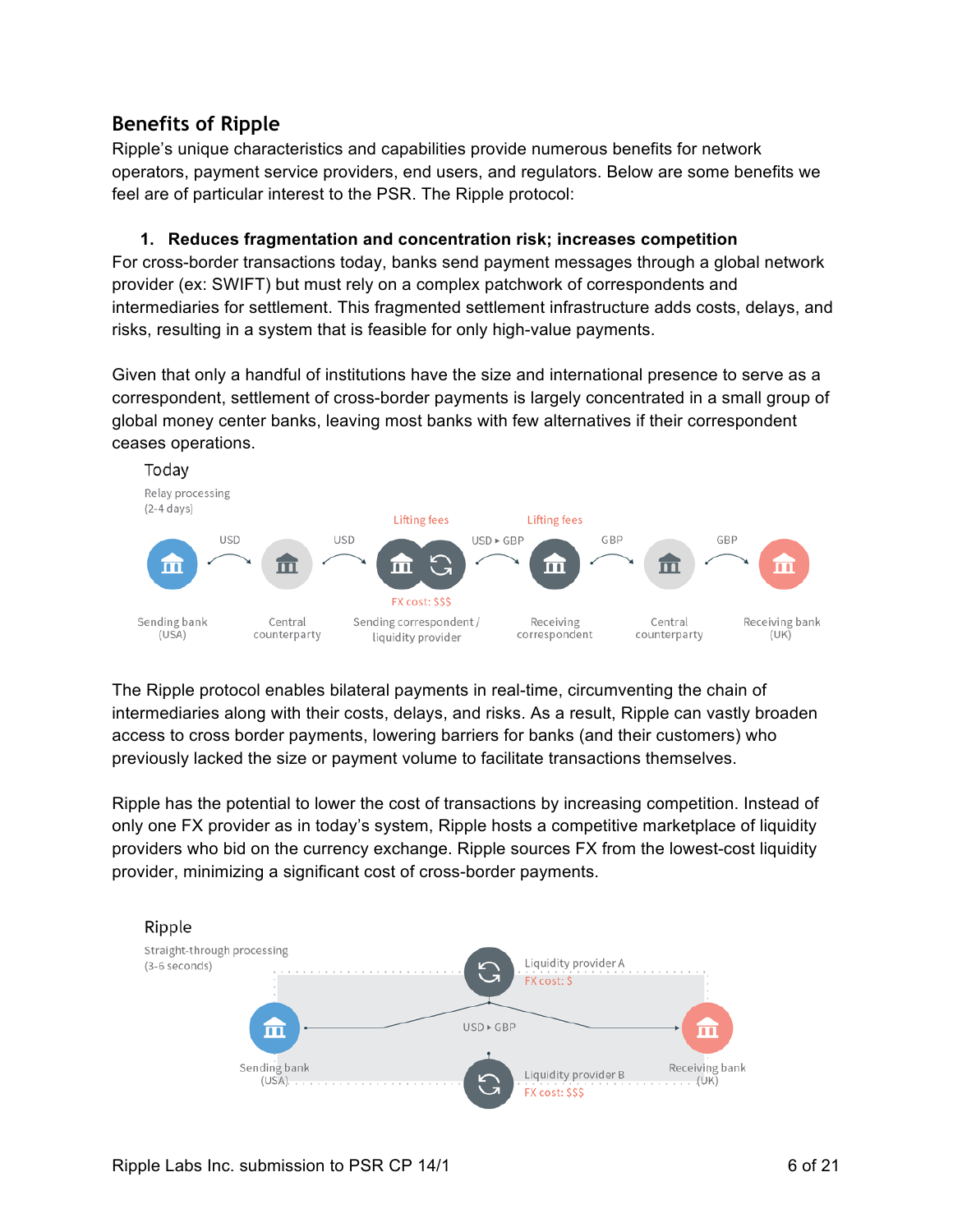## Benefits of Ripple

Ripple's unique characteristics and capabilities provide numerous benefits for network operators, payment service providers, end users, and regulators. Below are some benefits we feel are of particular interest to the PSR. The Ripple protocol:

1. **Reduces fragmentation and concentration risk; increases competition**

For cross-border transactions today, banks send payment messages through a global network provider (ex: SWIFT) but must rely on a complex patchwork of correspondents and intermediaries for settlement. This fragmented settlement infrastructure adds costs, delays, and risks, resulting in a system that is feasible for only high-value payments.

Given that only a handful of institutions have the size and international presence to serve as a correspondent, settlement of cross-border payments is largely concentrated in a small group of global money center banks, leaving most banks with few alternatives if their correspondent ceases operations.

Today

Relay processing (2-4 days)

Sending bank (USA) → USD → Central counterparty → USD → Sending correspondent / liquidity provider (Lifting fees; FX cost: $$$) → USD ▸ GBP → Receiving correspondent (Lifting fees) → GBP → Central counterparty → GBP → Receiving bank (UK)

The Ripple protocol enables bilateral payments in real-time, circumventing the chain of intermediaries along with their costs, delays, and risks. As a result, Ripple can vastly broaden access to cross border payments, lowering barriers for banks (and their customers) who previously lacked the size or payment volume to facilitate transactions themselves.

Ripple has the potential to lower the cost of transactions by increasing competition. Instead of only one FX provider as in today's system, Ripple hosts a competitive marketplace of liquidity providers who bid on the currency exchange. Ripple sources FX from the lowest-cost liquidity provider, minimizing a significant cost of cross-border payments.

Ripple

Straight-through processing (3-5 seconds)

Sending bank (USA) → USD ▸ GBP → Receiving bank (UK)

Liquidity provider A — FX cost: $

Liquidity provider B — FX cost: $$$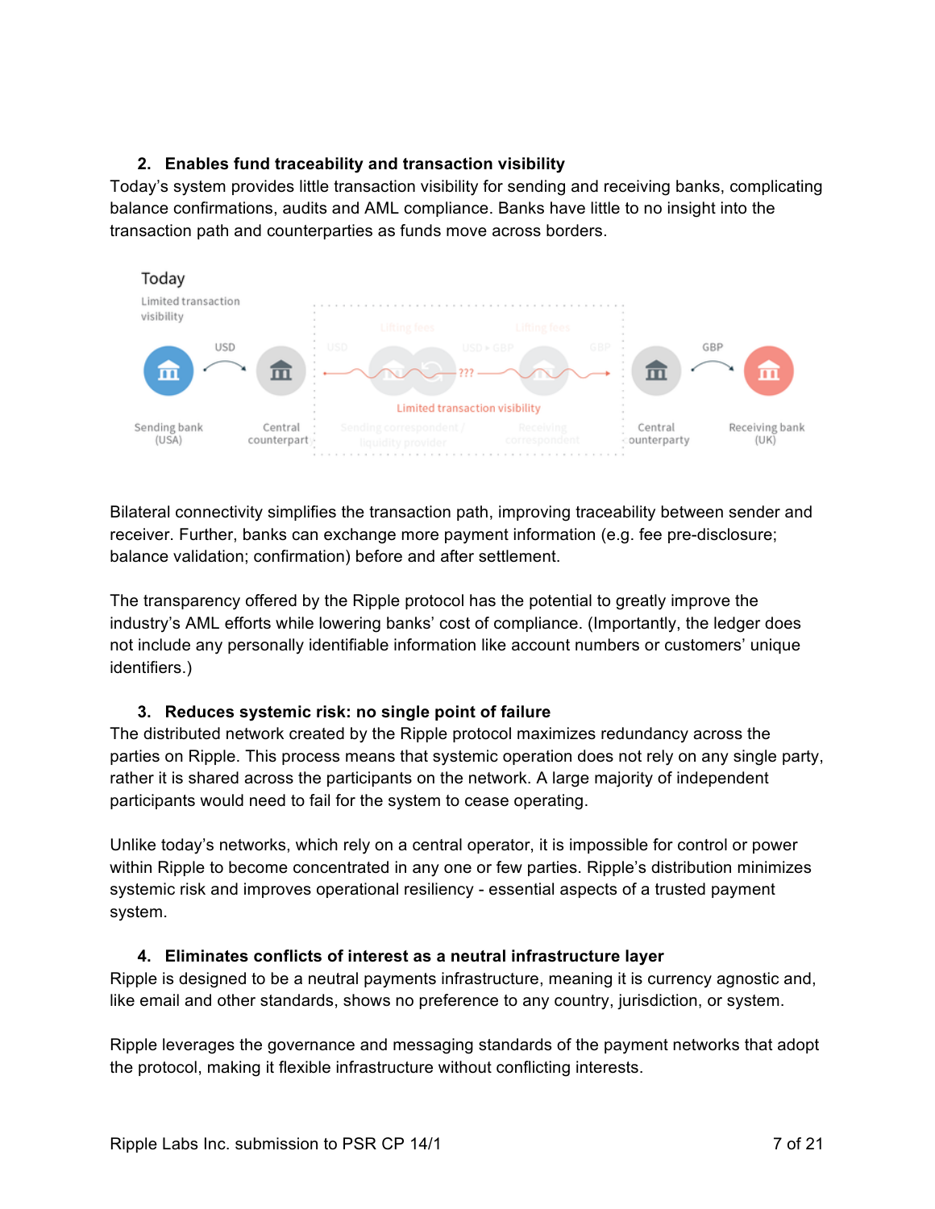2. **Enables fund traceability and transaction visibility**

Today's system provides little transaction visibility for sending and receiving banks, complicating balance confirmations, audits and AML compliance. Banks have little to no insight into the transaction path and counterparties as funds move across borders.

Bilateral connectivity simplifies the transaction path, improving traceability between sender and receiver. Further, banks can exchange more payment information (e.g. fee pre-disclosure; balance validation; confirmation) before and after settlement.

The transparency offered by the Ripple protocol has the potential to greatly improve the industry's AML efforts while lowering banks' cost of compliance. (Importantly, the ledger does not include any personally identifiable information like account numbers or customers' unique identifiers.)

3. **Reduces systemic risk: no single point of failure**

The distributed network created by the Ripple protocol maximizes redundancy across the parties on Ripple. This process means that systemic operation does not rely on any single party, rather it is shared across the participants on the network. A large majority of independent participants would need to fail for the system to cease operating.

Unlike today's networks, which rely on a central operator, it is impossible for control or power within Ripple to become concentrated in any one or few parties. Ripple's distribution minimizes systemic risk and improves operational resiliency - essential aspects of a trusted payment system.

4. **Eliminates conflicts of interest as a neutral infrastructure layer**

Ripple is designed to be a neutral payments infrastructure, meaning it is currency agnostic and, like email and other standards, shows no preference to any country, jurisdiction, or system.

Ripple leverages the governance and messaging standards of the payment networks that adopt the protocol, making it flexible infrastructure without conflicting interests.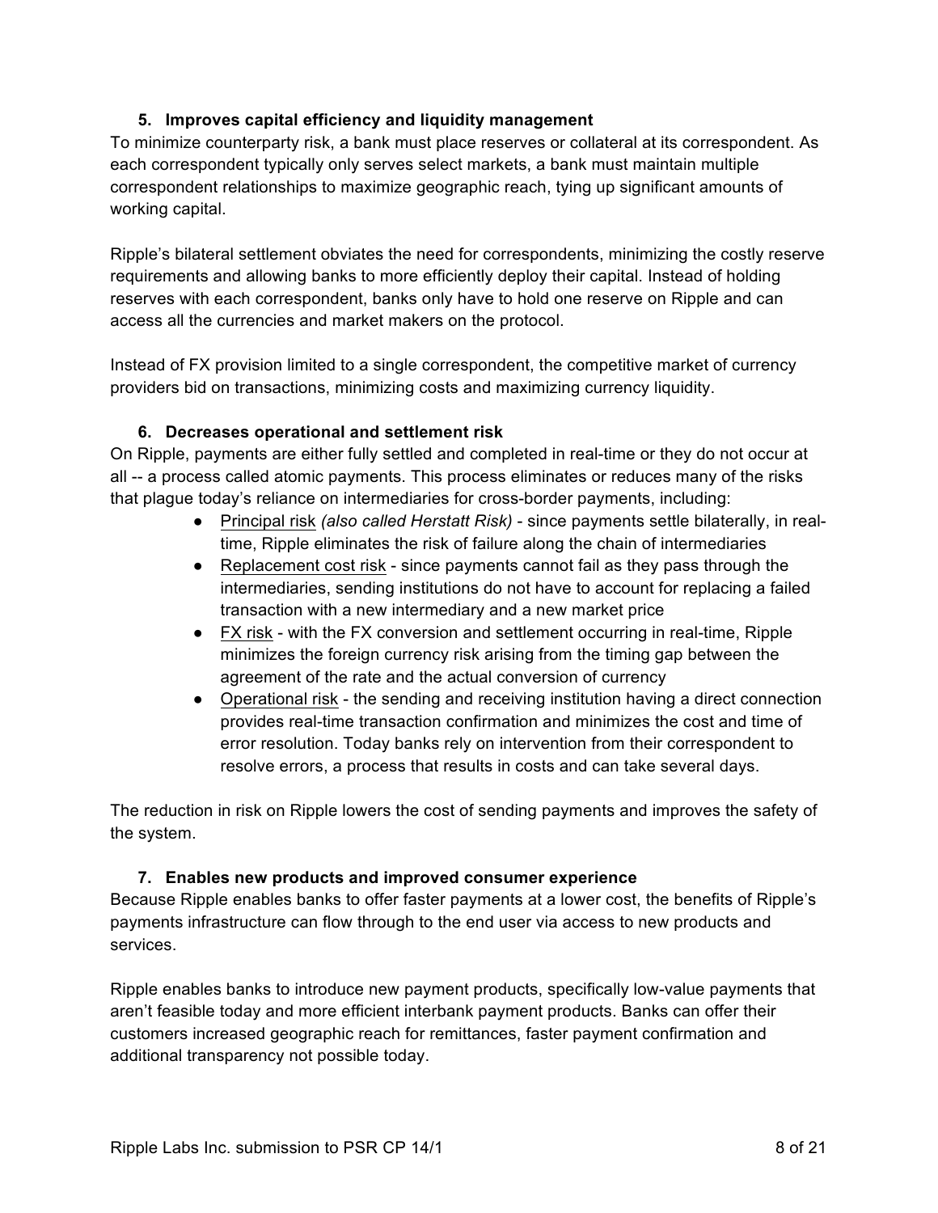### 5. Improves capital efficiency and liquidity management

To minimize counterparty risk, a bank must place reserves or collateral at its correspondent. As each correspondent typically only serves select markets, a bank must maintain multiple correspondent relationships to maximize geographic reach, tying up significant amounts of working capital.

Ripple's bilateral settlement obviates the need for correspondents, minimizing the costly reserve requirements and allowing banks to more efficiently deploy their capital. Instead of holding reserves with each correspondent, banks only have to hold one reserve on Ripple and can access all the currencies and market makers on the protocol.

Instead of FX provision limited to a single correspondent, the competitive market of currency providers bid on transactions, minimizing costs and maximizing currency liquidity.

### 6. Decreases operational and settlement risk

On Ripple, payments are either fully settled and completed in real-time or they do not occur at all -- a process called atomic payments. This process eliminates or reduces many of the risks that plague today's reliance on intermediaries for cross-border payments, including:

- Principal risk *(also called Herstatt Risk)* - since payments settle bilaterally, in real-time, Ripple eliminates the risk of failure along the chain of intermediaries
- Replacement cost risk - since payments cannot fail as they pass through the intermediaries, sending institutions do not have to account for replacing a failed transaction with a new intermediary and a new market price
- FX risk - with the FX conversion and settlement occurring in real-time, Ripple minimizes the foreign currency risk arising from the timing gap between the agreement of the rate and the actual conversion of currency
- Operational risk - the sending and receiving institution having a direct connection provides real-time transaction confirmation and minimizes the cost and time of error resolution. Today banks rely on intervention from their correspondent to resolve errors, a process that results in costs and can take several days.

The reduction in risk on Ripple lowers the cost of sending payments and improves the safety of the system.

### 7. Enables new products and improved consumer experience

Because Ripple enables banks to offer faster payments at a lower cost, the benefits of Ripple's payments infrastructure can flow through to the end user via access to new products and services.

Ripple enables banks to introduce new payment products, specifically low-value payments that aren't feasible today and more efficient interbank payment products. Banks can offer their customers increased geographic reach for remittances, faster payment confirmation and additional transparency not possible today.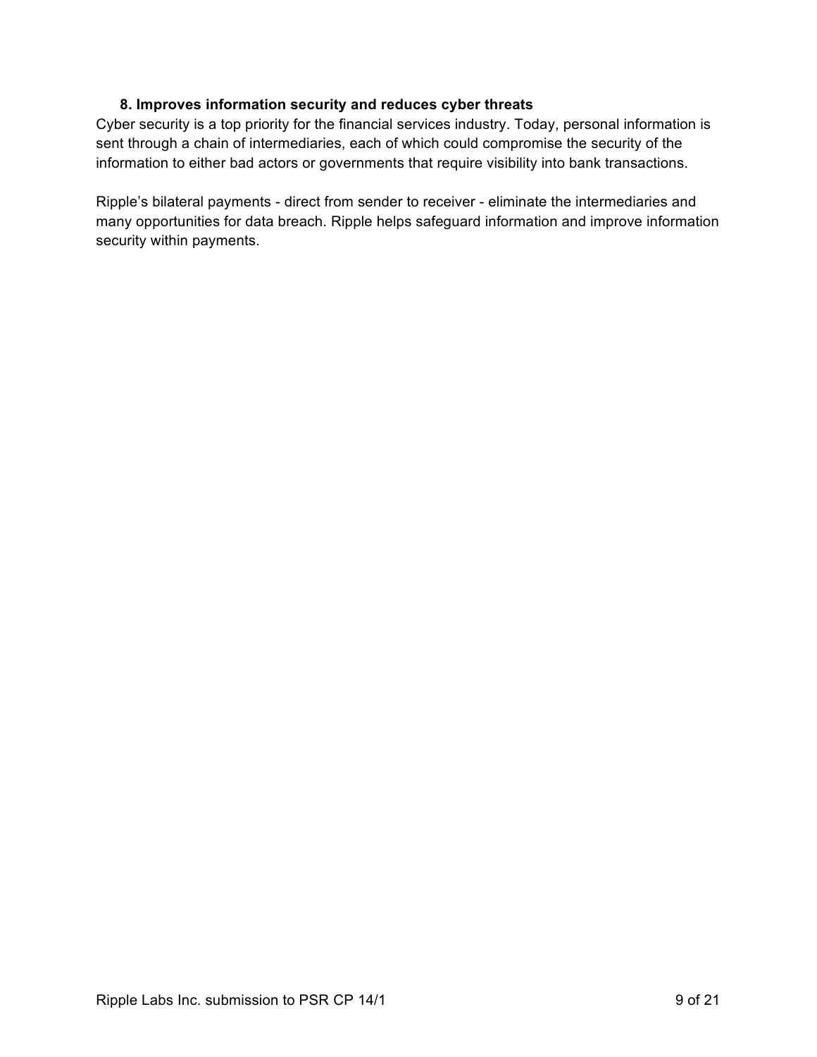### 8. Improves information security and reduces cyber threats

Cyber security is a top priority for the financial services industry. Today, personal information is sent through a chain of intermediaries, each of which could compromise the security of the information to either bad actors or governments that require visibility into bank transactions.

Ripple's bilateral payments - direct from sender to receiver - eliminate the intermediaries and many opportunities for data breach. Ripple helps safeguard information and improve information security within payments.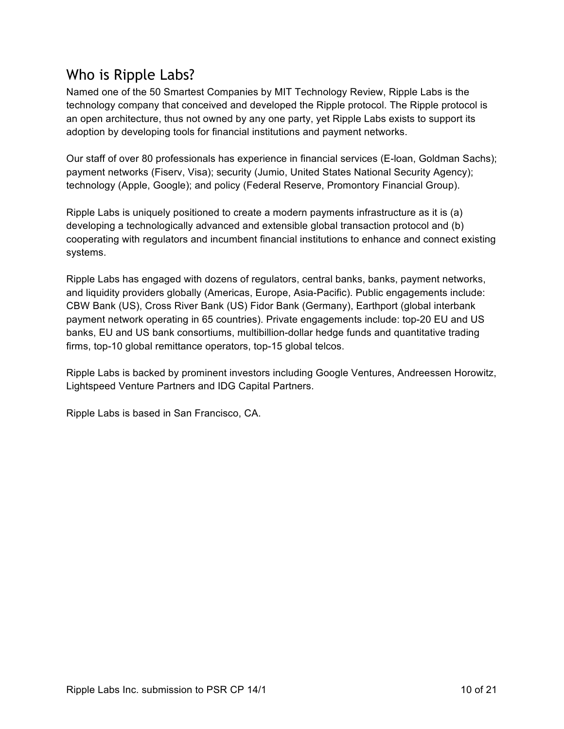## Who is Ripple Labs?

Named one of the 50 Smartest Companies by MIT Technology Review, Ripple Labs is the technology company that conceived and developed the Ripple protocol. The Ripple protocol is an open architecture, thus not owned by any one party, yet Ripple Labs exists to support its adoption by developing tools for financial institutions and payment networks.

Our staff of over 80 professionals has experience in financial services (E-loan, Goldman Sachs); payment networks (Fiserv, Visa); security (Jumio, United States National Security Agency); technology (Apple, Google); and policy (Federal Reserve, Promontory Financial Group).

Ripple Labs is uniquely positioned to create a modern payments infrastructure as it is (a) developing a technologically advanced and extensible global transaction protocol and (b) cooperating with regulators and incumbent financial institutions to enhance and connect existing systems.

Ripple Labs has engaged with dozens of regulators, central banks, banks, payment networks, and liquidity providers globally (Americas, Europe, Asia-Pacific). Public engagements include: CBW Bank (US), Cross River Bank (US) Fidor Bank (Germany), Earthport (global interbank payment network operating in 65 countries). Private engagements include: top-20 EU and US banks, EU and US bank consortiums, multibillion-dollar hedge funds and quantitative trading firms, top-10 global remittance operators, top-15 global telcos.

Ripple Labs is backed by prominent investors including Google Ventures, Andreessen Horowitz, Lightspeed Venture Partners and IDG Capital Partners.

Ripple Labs is based in San Francisco, CA.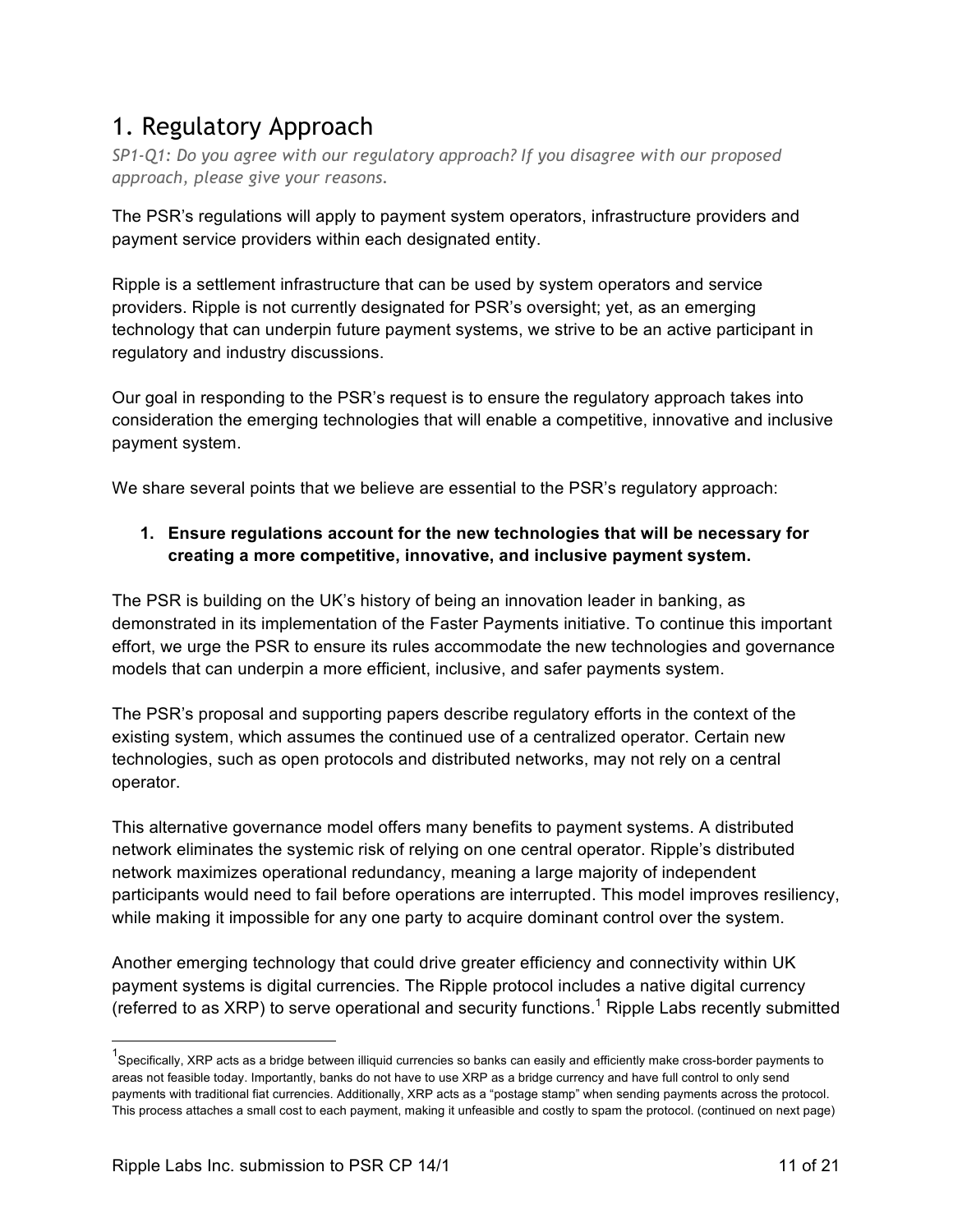# 1. Regulatory Approach

*SP1-Q1: Do you agree with our regulatory approach? If you disagree with our proposed approach, please give your reasons.*

The PSR's regulations will apply to payment system operators, infrastructure providers and payment service providers within each designated entity.

Ripple is a settlement infrastructure that can be used by system operators and service providers. Ripple is not currently designated for PSR's oversight; yet, as an emerging technology that can underpin future payment systems, we strive to be an active participant in regulatory and industry discussions.

Our goal in responding to the PSR's request is to ensure the regulatory approach takes into consideration the emerging technologies that will enable a competitive, innovative and inclusive payment system.

We share several points that we believe are essential to the PSR's regulatory approach:

1. **Ensure regulations account for the new technologies that will be necessary for creating a more competitive, innovative, and inclusive payment system.**

The PSR is building on the UK's history of being an innovation leader in banking, as demonstrated in its implementation of the Faster Payments initiative. To continue this important effort, we urge the PSR to ensure its rules accommodate the new technologies and governance models that can underpin a more efficient, inclusive, and safer payments system.

The PSR's proposal and supporting papers describe regulatory efforts in the context of the existing system, which assumes the continued use of a centralized operator. Certain new technologies, such as open protocols and distributed networks, may not rely on a central operator.

This alternative governance model offers many benefits to payment systems. A distributed network eliminates the systemic risk of relying on one central operator. Ripple's distributed network maximizes operational redundancy, meaning a large majority of independent participants would need to fail before operations are interrupted. This model improves resiliency, while making it impossible for any one party to acquire dominant control over the system.

Another emerging technology that could drive greater efficiency and connectivity within UK payment systems is digital currencies. The Ripple protocol includes a native digital currency (referred to as XRP) to serve operational and security functions.[1] Ripple Labs recently submitted

[1] Specifically, XRP acts as a bridge between illiquid currencies so banks can easily and efficiently make cross-border payments to areas not feasible today. Importantly, banks do not have to use XRP as a bridge currency and have full control to only send payments with traditional fiat currencies. Additionally, XRP acts as a "postage stamp" when sending payments across the protocol. This process attaches a small cost to each payment, making it unfeasible and costly to spam the protocol. (continued on next page)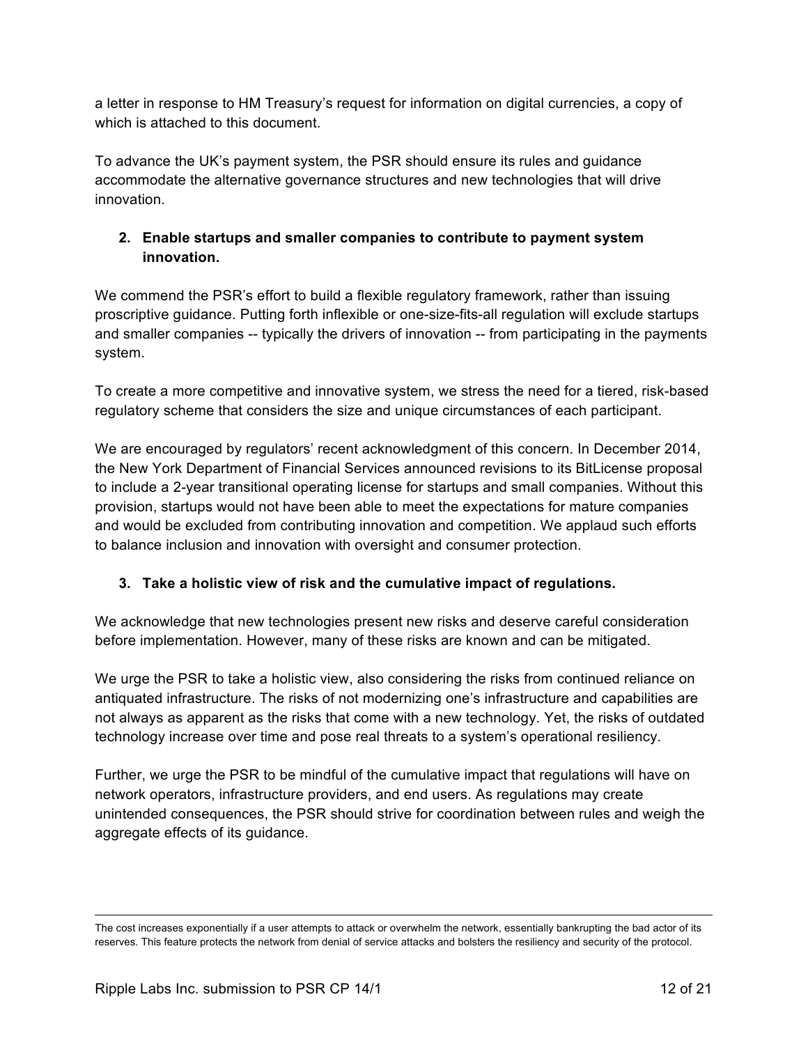a letter in response to HM Treasury's request for information on digital currencies, a copy of which is attached to this document.

To advance the UK's payment system, the PSR should ensure its rules and guidance accommodate the alternative governance structures and new technologies that will drive innovation.

2. **Enable startups and smaller companies to contribute to payment system innovation.**

We commend the PSR's effort to build a flexible regulatory framework, rather than issuing proscriptive guidance. Putting forth inflexible or one-size-fits-all regulation will exclude startups and smaller companies -- typically the drivers of innovation -- from participating in the payments system.

To create a more competitive and innovative system, we stress the need for a tiered, risk-based regulatory scheme that considers the size and unique circumstances of each participant.

We are encouraged by regulators' recent acknowledgment of this concern. In December 2014, the New York Department of Financial Services announced revisions to its BitLicense proposal to include a 2-year transitional operating license for startups and small companies. Without this provision, startups would not have been able to meet the expectations for mature companies and would be excluded from contributing innovation and competition. We applaud such efforts to balance inclusion and innovation with oversight and consumer protection.

3. **Take a holistic view of risk and the cumulative impact of regulations.**

We acknowledge that new technologies present new risks and deserve careful consideration before implementation. However, many of these risks are known and can be mitigated.

We urge the PSR to take a holistic view, also considering the risks from continued reliance on antiquated infrastructure. The risks of not modernizing one's infrastructure and capabilities are not always as apparent as the risks that come with a new technology. Yet, the risks of outdated technology increase over time and pose real threats to a system's operational resiliency.

Further, we urge the PSR to be mindful of the cumulative impact that regulations will have on network operators, infrastructure providers, and end users. As regulations may create unintended consequences, the PSR should strive for coordination between rules and weigh the aggregate effects of its guidance.

---

The cost increases exponentially if a user attempts to attack or overwhelm the network, essentially bankrupting the bad actor of its reserves. This feature protects the network from denial of service attacks and bolsters the resiliency and security of the protocol.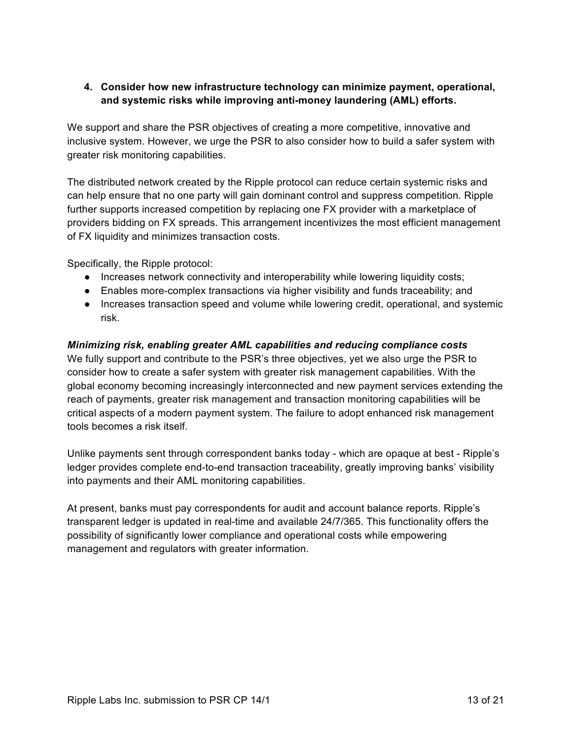**4. Consider how new infrastructure technology can minimize payment, operational, and systemic risks while improving anti-money laundering (AML) efforts.**

We support and share the PSR objectives of creating a more competitive, innovative and inclusive system. However, we urge the PSR to also consider how to build a safer system with greater risk monitoring capabilities.

The distributed network created by the Ripple protocol can reduce certain systemic risks and can help ensure that no one party will gain dominant control and suppress competition. Ripple further supports increased competition by replacing one FX provider with a marketplace of providers bidding on FX spreads. This arrangement incentivizes the most efficient management of FX liquidity and minimizes transaction costs.

Specifically, the Ripple protocol:

- Increases network connectivity and interoperability while lowering liquidity costs;
- Enables more-complex transactions via higher visibility and funds traceability; and
- Increases transaction speed and volume while lowering credit, operational, and systemic risk.

***Minimizing risk, enabling greater AML capabilities and reducing compliance costs***

We fully support and contribute to the PSR's three objectives, yet we also urge the PSR to consider how to create a safer system with greater risk management capabilities. With the global economy becoming increasingly interconnected and new payment services extending the reach of payments, greater risk management and transaction monitoring capabilities will be critical aspects of a modern payment system. The failure to adopt enhanced risk management tools becomes a risk itself.

Unlike payments sent through correspondent banks today - which are opaque at best - Ripple's ledger provides complete end-to-end transaction traceability, greatly improving banks' visibility into payments and their AML monitoring capabilities.

At present, banks must pay correspondents for audit and account balance reports. Ripple's transparent ledger is updated in real-time and available 24/7/365. This functionality offers the possibility of significantly lower compliance and operational costs while empowering management and regulators with greater information.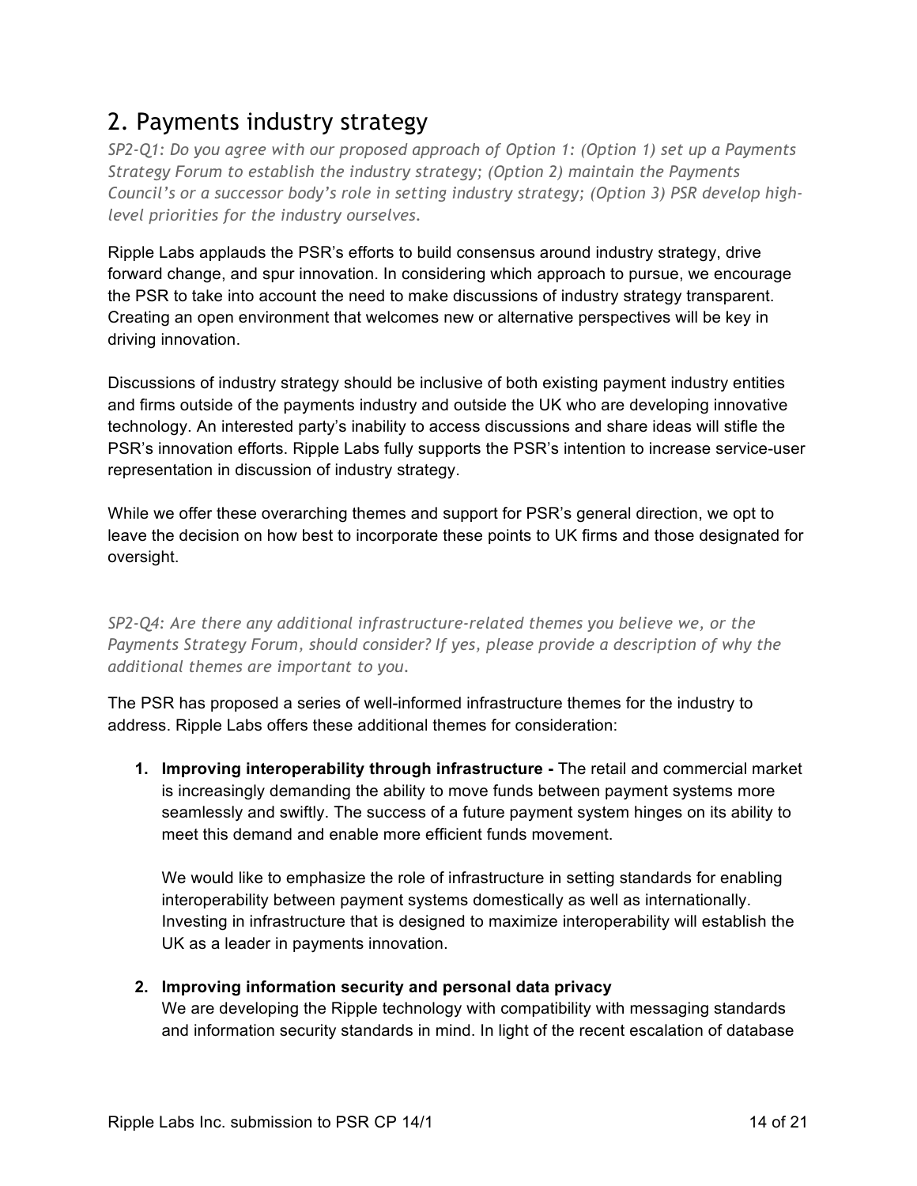## 2. Payments industry strategy

*SP2-Q1: Do you agree with our proposed approach of Option 1: (Option 1) set up a Payments Strategy Forum to establish the industry strategy; (Option 2) maintain the Payments Council's or a successor body's role in setting industry strategy; (Option 3) PSR develop high-level priorities for the industry ourselves.*

Ripple Labs applauds the PSR's efforts to build consensus around industry strategy, drive forward change, and spur innovation. In considering which approach to pursue, we encourage the PSR to take into account the need to make discussions of industry strategy transparent. Creating an open environment that welcomes new or alternative perspectives will be key in driving innovation.

Discussions of industry strategy should be inclusive of both existing payment industry entities and firms outside of the payments industry and outside the UK who are developing innovative technology. An interested party's inability to access discussions and share ideas will stifle the PSR's innovation efforts. Ripple Labs fully supports the PSR's intention to increase service-user representation in discussion of industry strategy.

While we offer these overarching themes and support for PSR's general direction, we opt to leave the decision on how best to incorporate these points to UK firms and those designated for oversight.

*SP2-Q4: Are there any additional infrastructure-related themes you believe we, or the Payments Strategy Forum, should consider? If yes, please provide a description of why the additional themes are important to you.*

The PSR has proposed a series of well-informed infrastructure themes for the industry to address. Ripple Labs offers these additional themes for consideration:

1. **Improving interoperability through infrastructure -** The retail and commercial market is increasingly demanding the ability to move funds between payment systems more seamlessly and swiftly. The success of a future payment system hinges on its ability to meet this demand and enable more efficient funds movement.

   We would like to emphasize the role of infrastructure in setting standards for enabling interoperability between payment systems domestically as well as internationally. Investing in infrastructure that is designed to maximize interoperability will establish the UK as a leader in payments innovation.

2. **Improving information security and personal data privacy**
   We are developing the Ripple technology with compatibility with messaging standards and information security standards in mind. In light of the recent escalation of database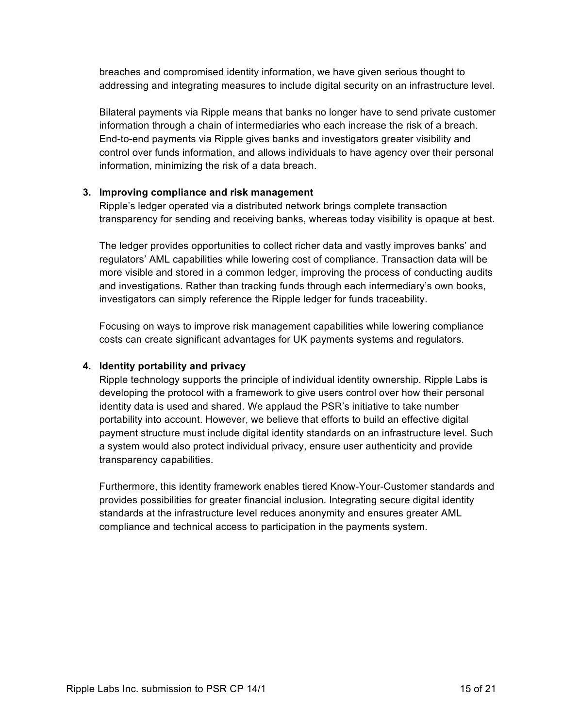breaches and compromised identity information, we have given serious thought to addressing and integrating measures to include digital security on an infrastructure level.

Bilateral payments via Ripple means that banks no longer have to send private customer information through a chain of intermediaries who each increase the risk of a breach. End-to-end payments via Ripple gives banks and investigators greater visibility and control over funds information, and allows individuals to have agency over their personal information, minimizing the risk of a data breach.

3. **Improving compliance and risk management**

   Ripple's ledger operated via a distributed network brings complete transaction transparency for sending and receiving banks, whereas today visibility is opaque at best.

   The ledger provides opportunities to collect richer data and vastly improves banks' and regulators' AML capabilities while lowering cost of compliance. Transaction data will be more visible and stored in a common ledger, improving the process of conducting audits and investigations. Rather than tracking funds through each intermediary's own books, investigators can simply reference the Ripple ledger for funds traceability.

   Focusing on ways to improve risk management capabilities while lowering compliance costs can create significant advantages for UK payments systems and regulators.

4. **Identity portability and privacy**

   Ripple technology supports the principle of individual identity ownership. Ripple Labs is developing the protocol with a framework to give users control over how their personal identity data is used and shared. We applaud the PSR's initiative to take number portability into account. However, we believe that efforts to build an effective digital payment structure must include digital identity standards on an infrastructure level. Such a system would also protect individual privacy, ensure user authenticity and provide transparency capabilities.

   Furthermore, this identity framework enables tiered Know-Your-Customer standards and provides possibilities for greater financial inclusion. Integrating secure digital identity standards at the infrastructure level reduces anonymity and ensures greater AML compliance and technical access to participation in the payments system.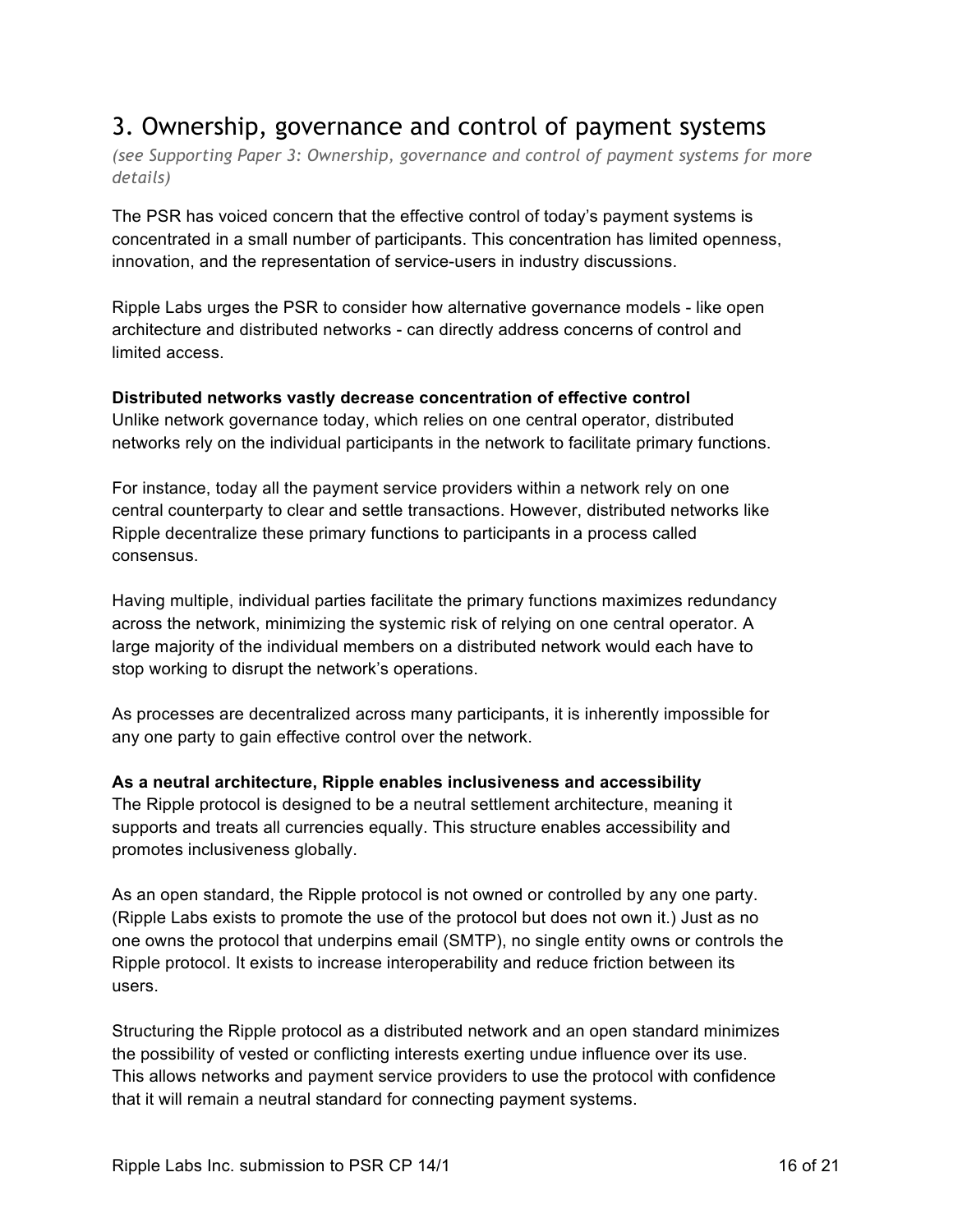# 3. Ownership, governance and control of payment systems

*(see Supporting Paper 3: Ownership, governance and control of payment systems for more details)*

The PSR has voiced concern that the effective control of today's payment systems is concentrated in a small number of participants. This concentration has limited openness, innovation, and the representation of service-users in industry discussions.

Ripple Labs urges the PSR to consider how alternative governance models - like open architecture and distributed networks - can directly address concerns of control and limited access.

**Distributed networks vastly decrease concentration of effective control**

Unlike network governance today, which relies on one central operator, distributed networks rely on the individual participants in the network to facilitate primary functions.

For instance, today all the payment service providers within a network rely on one central counterparty to clear and settle transactions. However, distributed networks like Ripple decentralize these primary functions to participants in a process called consensus.

Having multiple, individual parties facilitate the primary functions maximizes redundancy across the network, minimizing the systemic risk of relying on one central operator. A large majority of the individual members on a distributed network would each have to stop working to disrupt the network's operations.

As processes are decentralized across many participants, it is inherently impossible for any one party to gain effective control over the network.

**As a neutral architecture, Ripple enables inclusiveness and accessibility**

The Ripple protocol is designed to be a neutral settlement architecture, meaning it supports and treats all currencies equally. This structure enables accessibility and promotes inclusiveness globally.

As an open standard, the Ripple protocol is not owned or controlled by any one party. (Ripple Labs exists to promote the use of the protocol but does not own it.) Just as no one owns the protocol that underpins email (SMTP), no single entity owns or controls the Ripple protocol. It exists to increase interoperability and reduce friction between its users.

Structuring the Ripple protocol as a distributed network and an open standard minimizes the possibility of vested or conflicting interests exerting undue influence over its use. This allows networks and payment service providers to use the protocol with confidence that it will remain a neutral standard for connecting payment systems.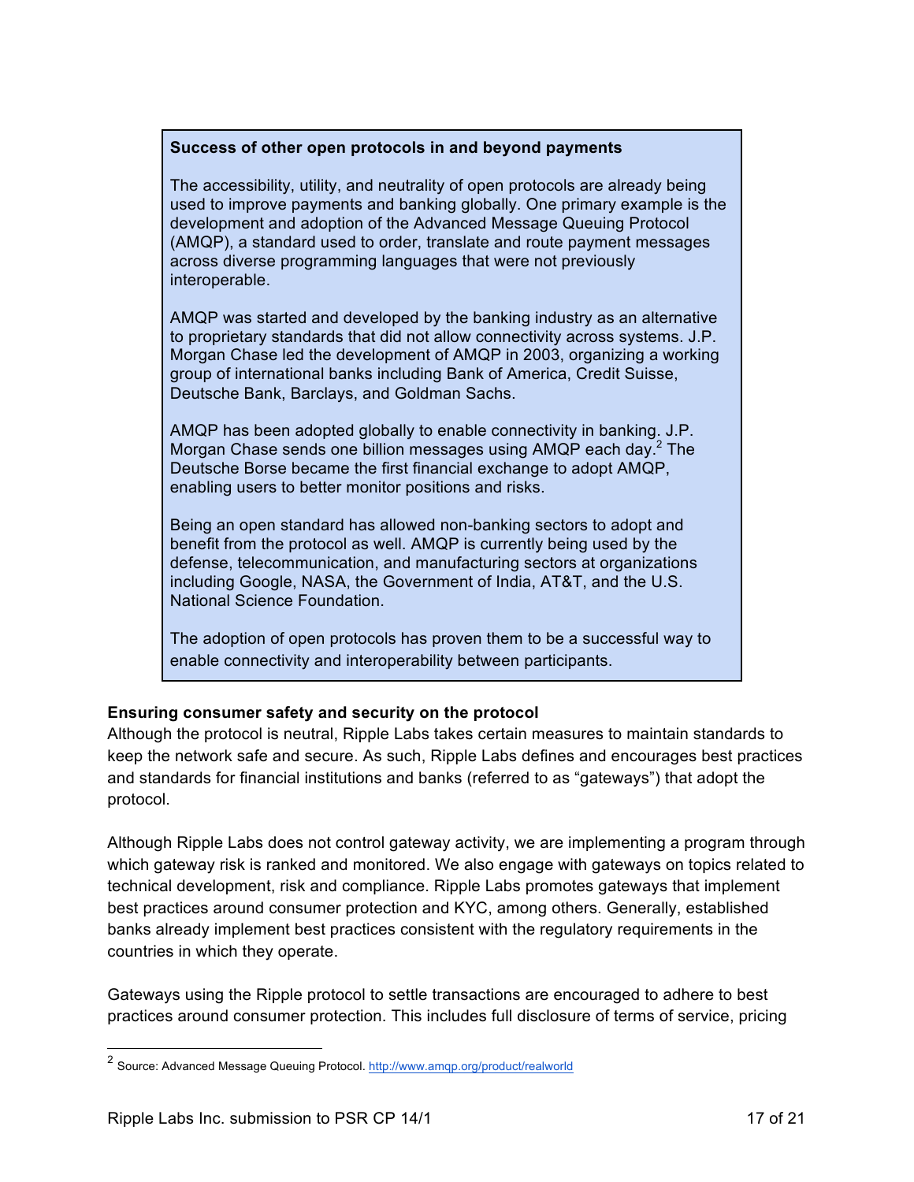**Success of other open protocols in and beyond payments**

The accessibility, utility, and neutrality of open protocols are already being used to improve payments and banking globally. One primary example is the development and adoption of the Advanced Message Queuing Protocol (AMQP), a standard used to order, translate and route payment messages across diverse programming languages that were not previously interoperable.

AMQP was started and developed by the banking industry as an alternative to proprietary standards that did not allow connectivity across systems. J.P. Morgan Chase led the development of AMQP in 2003, organizing a working group of international banks including Bank of America, Credit Suisse, Deutsche Bank, Barclays, and Goldman Sachs.

AMQP has been adopted globally to enable connectivity in banking. J.P. Morgan Chase sends one billion messages using AMQP each day.[2] The Deutsche Borse became the first financial exchange to adopt AMQP, enabling users to better monitor positions and risks.

Being an open standard has allowed non-banking sectors to adopt and benefit from the protocol as well. AMQP is currently being used by the defense, telecommunication, and manufacturing sectors at organizations including Google, NASA, the Government of India, AT&T, and the U.S. National Science Foundation.

The adoption of open protocols has proven them to be a successful way to enable connectivity and interoperability between participants.

**Ensuring consumer safety and security on the protocol**

Although the protocol is neutral, Ripple Labs takes certain measures to maintain standards to keep the network safe and secure. As such, Ripple Labs defines and encourages best practices and standards for financial institutions and banks (referred to as "gateways") that adopt the protocol.

Although Ripple Labs does not control gateway activity, we are implementing a program through which gateway risk is ranked and monitored. We also engage with gateways on topics related to technical development, risk and compliance. Ripple Labs promotes gateways that implement best practices around consumer protection and KYC, among others. Generally, established banks already implement best practices consistent with the regulatory requirements in the countries in which they operate.

Gateways using the Ripple protocol to settle transactions are encouraged to adhere to best practices around consumer protection. This includes full disclosure of terms of service, pricing

[2] Source: Advanced Message Queuing Protocol. http://www.amqp.org/product/realworld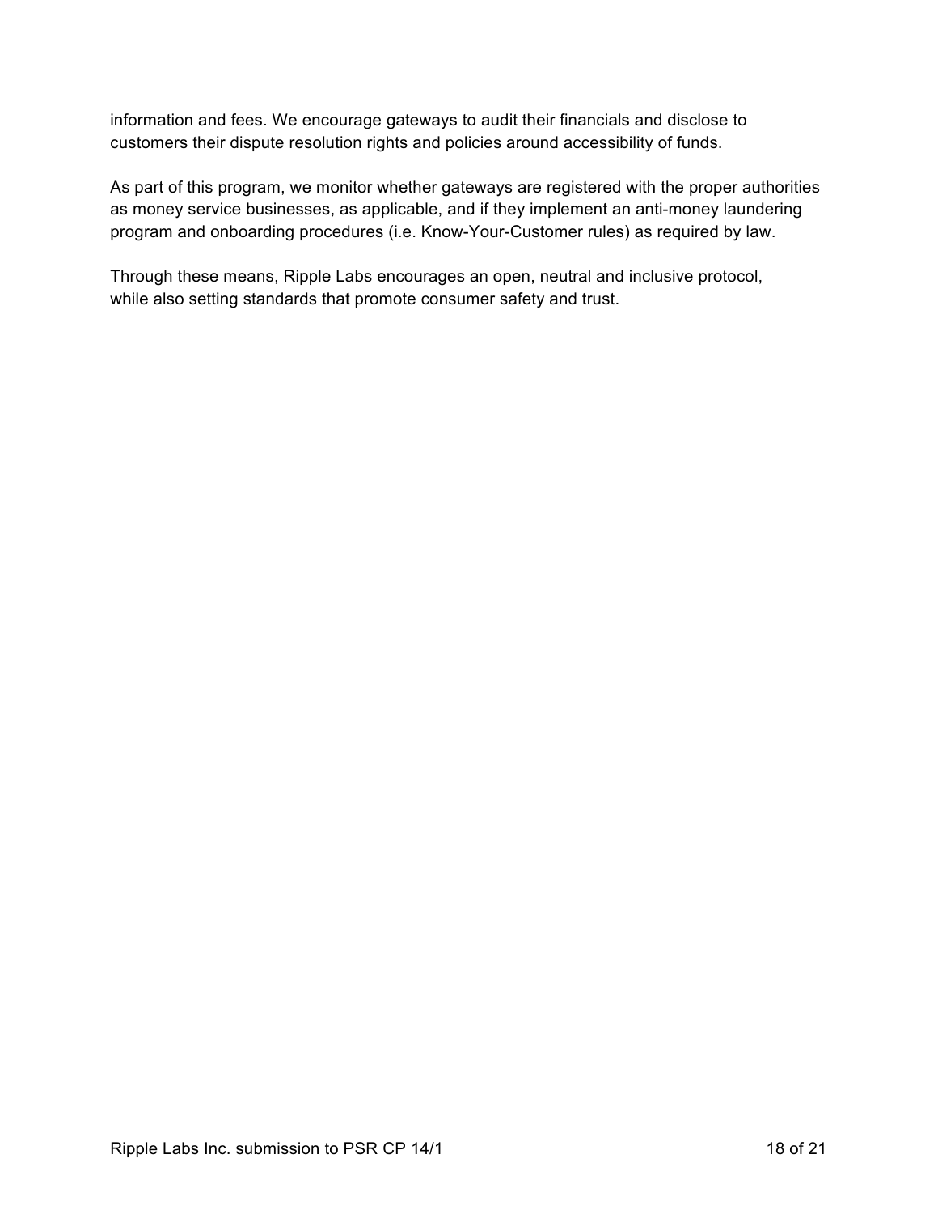information and fees. We encourage gateways to audit their financials and disclose to customers their dispute resolution rights and policies around accessibility of funds.

As part of this program, we monitor whether gateways are registered with the proper authorities as money service businesses, as applicable, and if they implement an anti-money laundering program and onboarding procedures (i.e. Know-Your-Customer rules) as required by law.

Through these means, Ripple Labs encourages an open, neutral and inclusive protocol, while also setting standards that promote consumer safety and trust.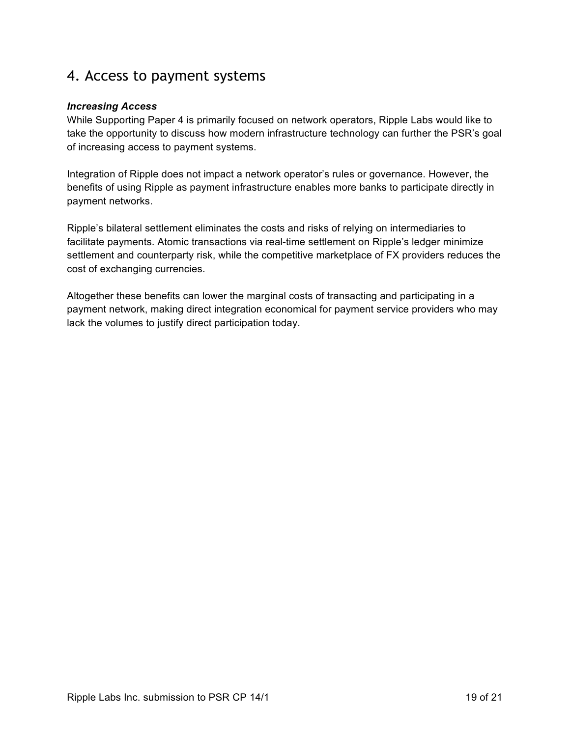# 4. Access to payment systems

***Increasing Access***

While Supporting Paper 4 is primarily focused on network operators, Ripple Labs would like to take the opportunity to discuss how modern infrastructure technology can further the PSR's goal of increasing access to payment systems.

Integration of Ripple does not impact a network operator's rules or governance. However, the benefits of using Ripple as payment infrastructure enables more banks to participate directly in payment networks.

Ripple's bilateral settlement eliminates the costs and risks of relying on intermediaries to facilitate payments. Atomic transactions via real-time settlement on Ripple's ledger minimize settlement and counterparty risk, while the competitive marketplace of FX providers reduces the cost of exchanging currencies.

Altogether these benefits can lower the marginal costs of transacting and participating in a payment network, making direct integration economical for payment service providers who may lack the volumes to justify direct participation today.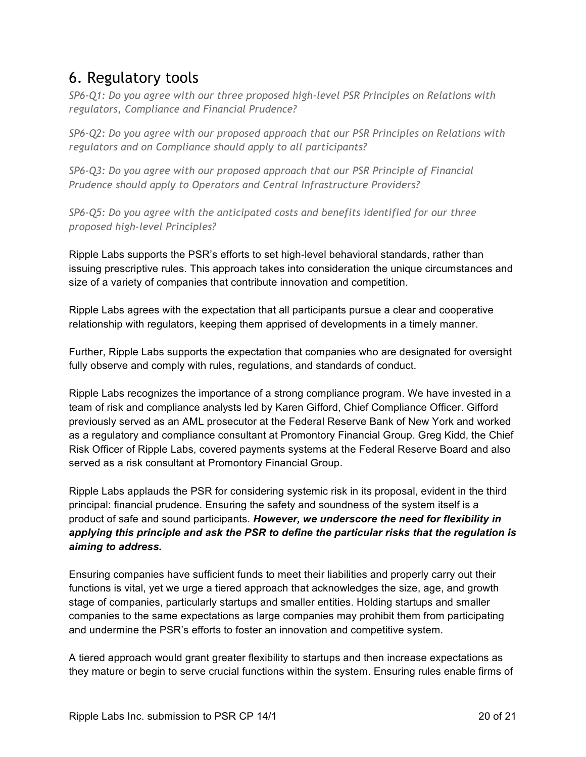## 6. Regulatory tools

*SP6-Q1: Do you agree with our three proposed high-level PSR Principles on Relations with regulators, Compliance and Financial Prudence?*

*SP6-Q2: Do you agree with our proposed approach that our PSR Principles on Relations with regulators and on Compliance should apply to all participants?*

*SP6-Q3: Do you agree with our proposed approach that our PSR Principle of Financial Prudence should apply to Operators and Central Infrastructure Providers?*

*SP6-Q5: Do you agree with the anticipated costs and benefits identified for our three proposed high-level Principles?*

Ripple Labs supports the PSR's efforts to set high-level behavioral standards, rather than issuing prescriptive rules. This approach takes into consideration the unique circumstances and size of a variety of companies that contribute innovation and competition.

Ripple Labs agrees with the expectation that all participants pursue a clear and cooperative relationship with regulators, keeping them apprised of developments in a timely manner.

Further, Ripple Labs supports the expectation that companies who are designated for oversight fully observe and comply with rules, regulations, and standards of conduct.

Ripple Labs recognizes the importance of a strong compliance program. We have invested in a team of risk and compliance analysts led by Karen Gifford, Chief Compliance Officer. Gifford previously served as an AML prosecutor at the Federal Reserve Bank of New York and worked as a regulatory and compliance consultant at Promontory Financial Group. Greg Kidd, the Chief Risk Officer of Ripple Labs, covered payments systems at the Federal Reserve Board and also served as a risk consultant at Promontory Financial Group.

Ripple Labs applauds the PSR for considering systemic risk in its proposal, evident in the third principal: financial prudence. Ensuring the safety and soundness of the system itself is a product of safe and sound participants. ***However, we underscore the need for flexibility in applying this principle and ask the PSR to define the particular risks that the regulation is aiming to address.***

Ensuring companies have sufficient funds to meet their liabilities and properly carry out their functions is vital, yet we urge a tiered approach that acknowledges the size, age, and growth stage of companies, particularly startups and smaller entities. Holding startups and smaller companies to the same expectations as large companies may prohibit them from participating and undermine the PSR's efforts to foster an innovation and competitive system.

A tiered approach would grant greater flexibility to startups and then increase expectations as they mature or begin to serve crucial functions within the system. Ensuring rules enable firms of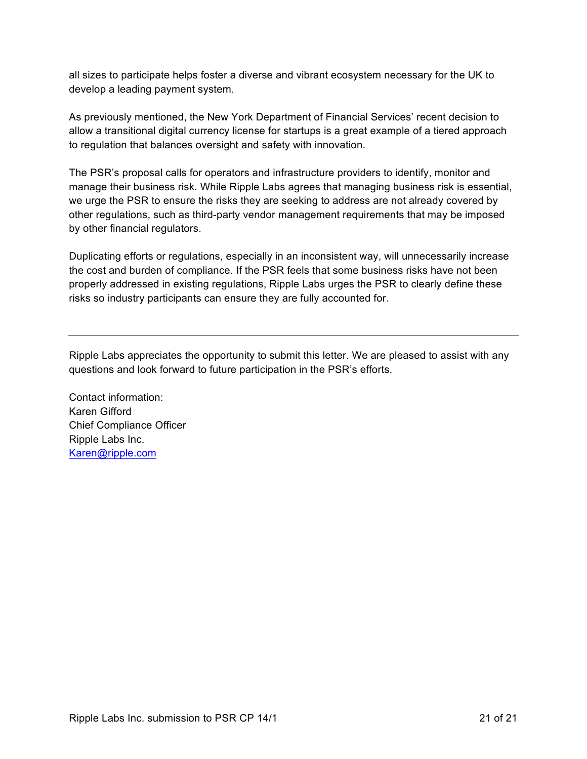all sizes to participate helps foster a diverse and vibrant ecosystem necessary for the UK to develop a leading payment system.

As previously mentioned, the New York Department of Financial Services' recent decision to allow a transitional digital currency license for startups is a great example of a tiered approach to regulation that balances oversight and safety with innovation.

The PSR's proposal calls for operators and infrastructure providers to identify, monitor and manage their business risk. While Ripple Labs agrees that managing business risk is essential, we urge the PSR to ensure the risks they are seeking to address are not already covered by other regulations, such as third-party vendor management requirements that may be imposed by other financial regulators.

Duplicating efforts or regulations, especially in an inconsistent way, will unnecessarily increase the cost and burden of compliance. If the PSR feels that some business risks have not been properly addressed in existing regulations, Ripple Labs urges the PSR to clearly define these risks so industry participants can ensure they are fully accounted for.

---

Ripple Labs appreciates the opportunity to submit this letter. We are pleased to assist with any questions and look forward to future participation in the PSR's efforts.

Contact information:
Karen Gifford
Chief Compliance Officer
Ripple Labs Inc.
Karen@ripple.com